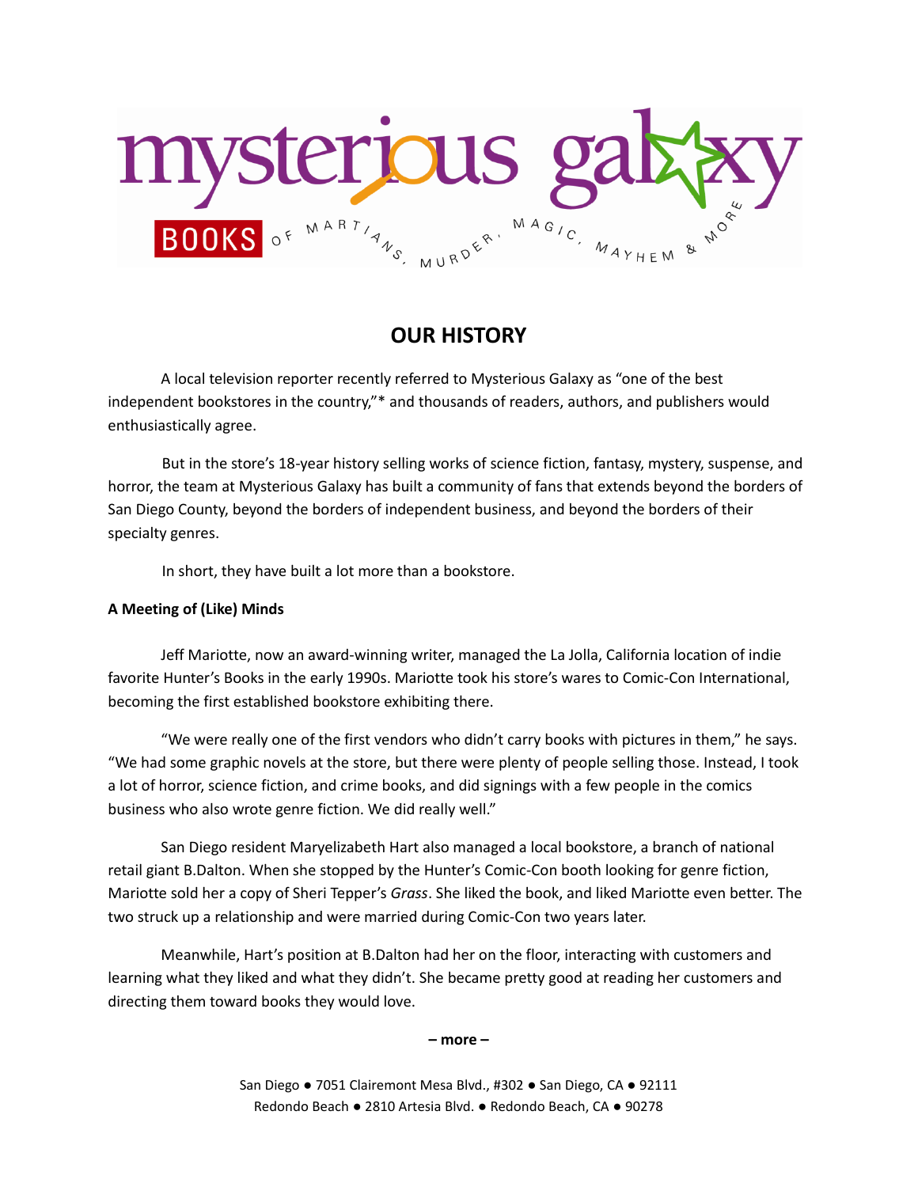mysterious galaxy

BOOKS OF MARTIANS, MURDER, MAGIC, MAYHEM & MORE

# OUR HISTORY

A local television reporter recently referred to Mysterious Galaxy as "one of the best independent bookstores in the country,"* and thousands of readers, authors, and publishers would enthusiastically agree.

But in the store's 18-year history selling works of science fiction, fantasy, mystery, suspense, and horror, the team at Mysterious Galaxy has built a community of fans that extends beyond the borders of San Diego County, beyond the borders of independent business, and beyond the borders of their specialty genres.

In short, they have built a lot more than a bookstore.

**A Meeting of (Like) Minds**

Jeff Mariotte, now an award-winning writer, managed the La Jolla, California location of indie favorite Hunter's Books in the early 1990s. Mariotte took his store's wares to Comic-Con International, becoming the first established bookstore exhibiting there.

"We were really one of the first vendors who didn't carry books with pictures in them," he says. "We had some graphic novels at the store, but there were plenty of people selling those. Instead, I took a lot of horror, science fiction, and crime books, and did signings with a few people in the comics business who also wrote genre fiction. We did really well."

San Diego resident Maryelizabeth Hart also managed a local bookstore, a branch of national retail giant B.Dalton. When she stopped by the Hunter's Comic-Con booth looking for genre fiction, Mariotte sold her a copy of Sheri Tepper's *Grass*. She liked the book, and liked Mariotte even better. The two struck up a relationship and were married during Comic-Con two years later.

Meanwhile, Hart's position at B.Dalton had her on the floor, interacting with customers and learning what they liked and what they didn't. She became pretty good at reading her customers and directing them toward books they would love.

**– more –**

San Diego ● 7051 Clairemont Mesa Blvd., #302 ● San Diego, CA ● 92111
Redondo Beach ● 2810 Artesia Blvd. ● Redondo Beach, CA ● 90278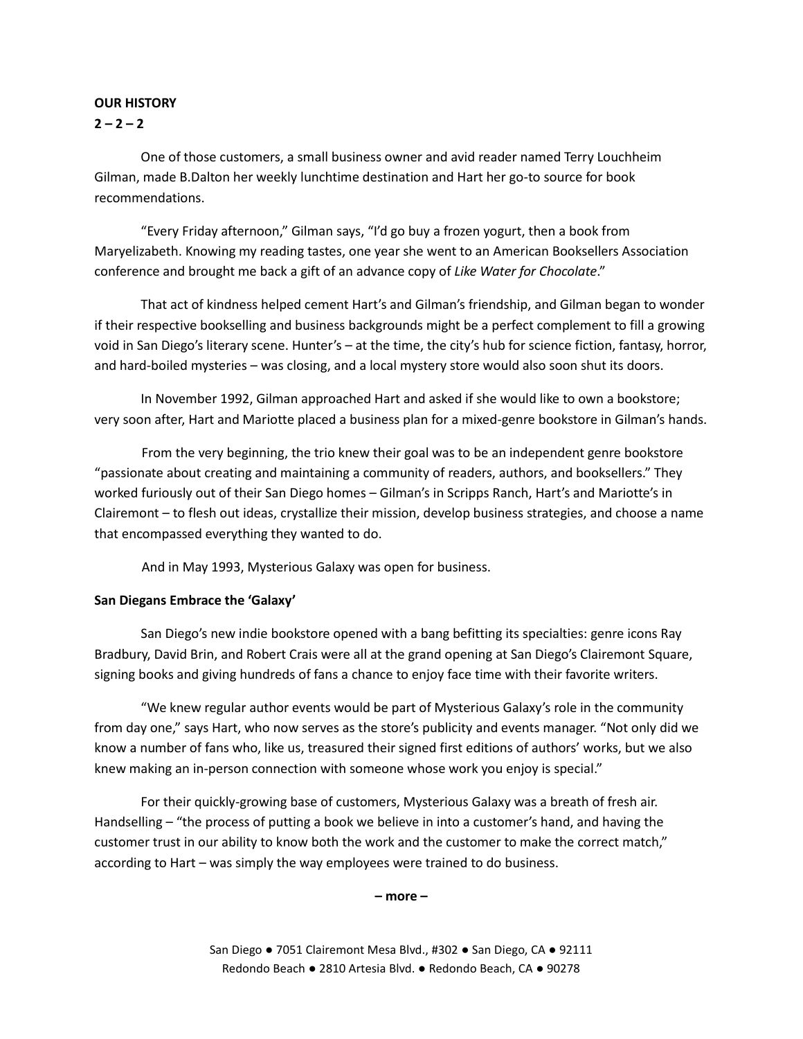**OUR HISTORY**
**2 – 2 – 2**

One of those customers, a small business owner and avid reader named Terry Louchheim Gilman, made B.Dalton her weekly lunchtime destination and Hart her go-to source for book recommendations.

"Every Friday afternoon," Gilman says, "I'd go buy a frozen yogurt, then a book from Maryelizabeth. Knowing my reading tastes, one year she went to an American Booksellers Association conference and brought me back a gift of an advance copy of *Like Water for Chocolate*."

That act of kindness helped cement Hart's and Gilman's friendship, and Gilman began to wonder if their respective bookselling and business backgrounds might be a perfect complement to fill a growing void in San Diego's literary scene. Hunter's – at the time, the city's hub for science fiction, fantasy, horror, and hard-boiled mysteries – was closing, and a local mystery store would also soon shut its doors.

In November 1992, Gilman approached Hart and asked if she would like to own a bookstore; very soon after, Hart and Mariotte placed a business plan for a mixed-genre bookstore in Gilman's hands.

From the very beginning, the trio knew their goal was to be an independent genre bookstore "passionate about creating and maintaining a community of readers, authors, and booksellers." They worked furiously out of their San Diego homes – Gilman's in Scripps Ranch, Hart's and Mariotte's in Clairemont – to flesh out ideas, crystallize their mission, develop business strategies, and choose a name that encompassed everything they wanted to do.

And in May 1993, Mysterious Galaxy was open for business.

**San Diegans Embrace the 'Galaxy'**

San Diego's new indie bookstore opened with a bang befitting its specialties: genre icons Ray Bradbury, David Brin, and Robert Crais were all at the grand opening at San Diego's Clairemont Square, signing books and giving hundreds of fans a chance to enjoy face time with their favorite writers.

"We knew regular author events would be part of Mysterious Galaxy's role in the community from day one," says Hart, who now serves as the store's publicity and events manager. "Not only did we know a number of fans who, like us, treasured their signed first editions of authors' works, but we also knew making an in-person connection with someone whose work you enjoy is special."

For their quickly-growing base of customers, Mysterious Galaxy was a breath of fresh air. Handselling – "the process of putting a book we believe in into a customer's hand, and having the customer trust in our ability to know both the work and the customer to make the correct match," according to Hart – was simply the way employees were trained to do business.

**– more –**

San Diego ● 7051 Clairemont Mesa Blvd., #302 ● San Diego, CA ● 92111
Redondo Beach ● 2810 Artesia Blvd. ● Redondo Beach, CA ● 90278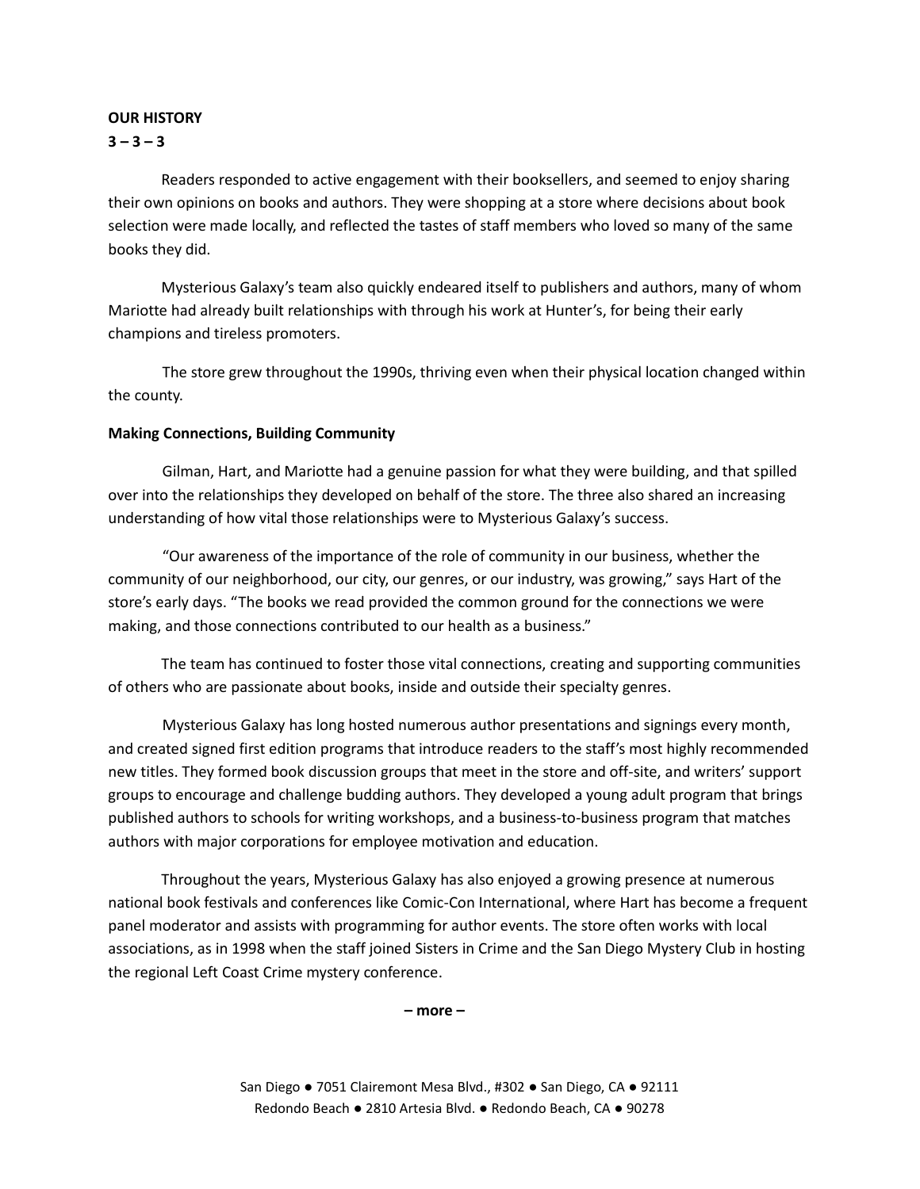**OUR HISTORY**
**3 – 3 – 3**

Readers responded to active engagement with their booksellers, and seemed to enjoy sharing their own opinions on books and authors. They were shopping at a store where decisions about book selection were made locally, and reflected the tastes of staff members who loved so many of the same books they did.

Mysterious Galaxy's team also quickly endeared itself to publishers and authors, many of whom Mariotte had already built relationships with through his work at Hunter's, for being their early champions and tireless promoters.

The store grew throughout the 1990s, thriving even when their physical location changed within the county.

**Making Connections, Building Community**

Gilman, Hart, and Mariotte had a genuine passion for what they were building, and that spilled over into the relationships they developed on behalf of the store. The three also shared an increasing understanding of how vital those relationships were to Mysterious Galaxy's success.

"Our awareness of the importance of the role of community in our business, whether the community of our neighborhood, our city, our genres, or our industry, was growing," says Hart of the store's early days. "The books we read provided the common ground for the connections we were making, and those connections contributed to our health as a business."

The team has continued to foster those vital connections, creating and supporting communities of others who are passionate about books, inside and outside their specialty genres.

Mysterious Galaxy has long hosted numerous author presentations and signings every month, and created signed first edition programs that introduce readers to the staff's most highly recommended new titles. They formed book discussion groups that meet in the store and off-site, and writers' support groups to encourage and challenge budding authors. They developed a young adult program that brings published authors to schools for writing workshops, and a business-to-business program that matches authors with major corporations for employee motivation and education.

Throughout the years, Mysterious Galaxy has also enjoyed a growing presence at numerous national book festivals and conferences like Comic-Con International, where Hart has become a frequent panel moderator and assists with programming for author events. The store often works with local associations, as in 1998 when the staff joined Sisters in Crime and the San Diego Mystery Club in hosting the regional Left Coast Crime mystery conference.

**– more –**

San Diego ● 7051 Clairemont Mesa Blvd., #302 ● San Diego, CA ● 92111
Redondo Beach ● 2810 Artesia Blvd. ● Redondo Beach, CA ● 90278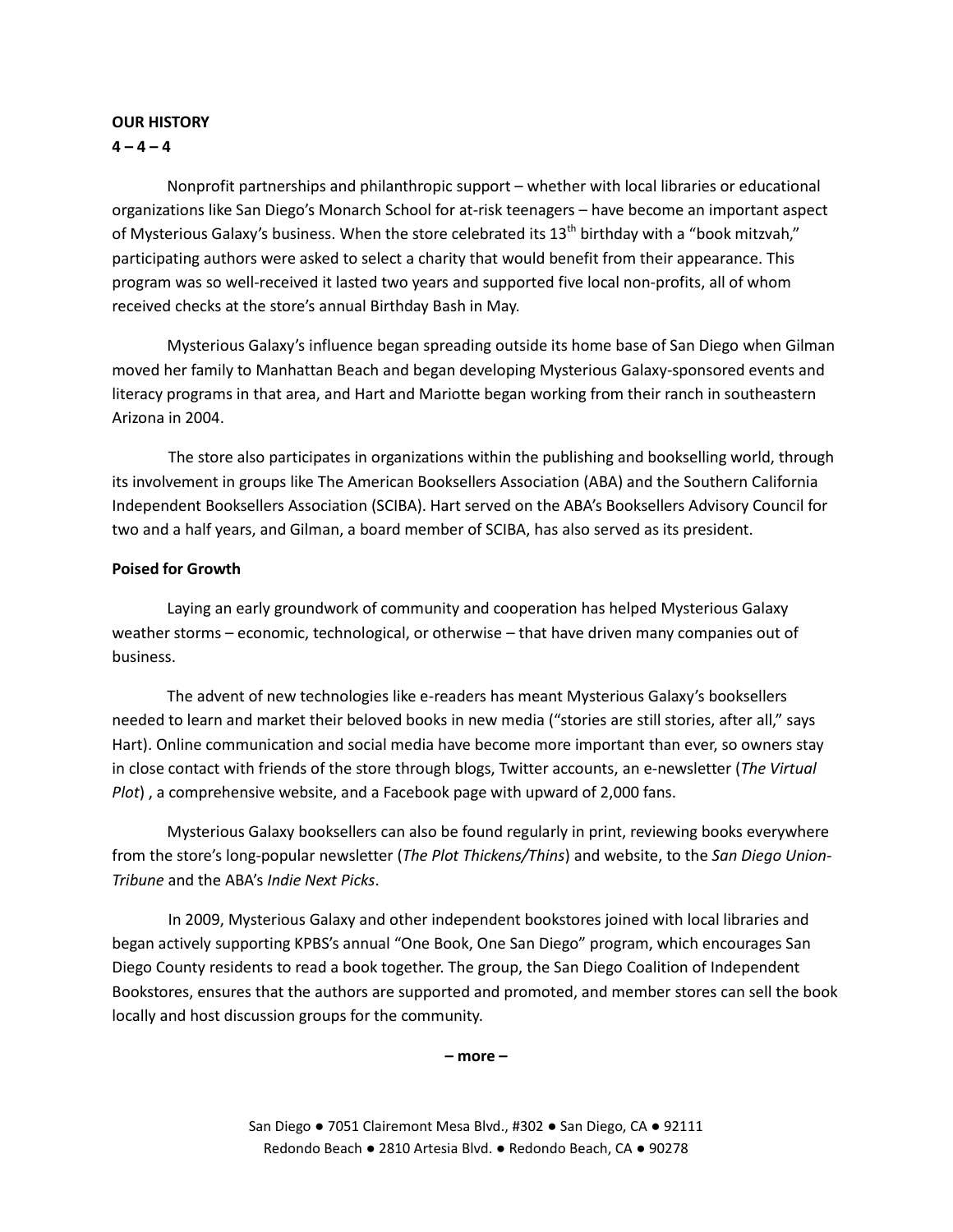**OUR HISTORY**
**4 – 4 – 4**

Nonprofit partnerships and philanthropic support – whether with local libraries or educational organizations like San Diego's Monarch School for at-risk teenagers – have become an important aspect of Mysterious Galaxy's business. When the store celebrated its 13th birthday with a "book mitzvah," participating authors were asked to select a charity that would benefit from their appearance. This program was so well-received it lasted two years and supported five local non-profits, all of whom received checks at the store's annual Birthday Bash in May.

Mysterious Galaxy's influence began spreading outside its home base of San Diego when Gilman moved her family to Manhattan Beach and began developing Mysterious Galaxy-sponsored events and literacy programs in that area, and Hart and Mariotte began working from their ranch in southeastern Arizona in 2004.

The store also participates in organizations within the publishing and bookselling world, through its involvement in groups like The American Booksellers Association (ABA) and the Southern California Independent Booksellers Association (SCIBA). Hart served on the ABA's Booksellers Advisory Council for two and a half years, and Gilman, a board member of SCIBA, has also served as its president.

**Poised for Growth**

Laying an early groundwork of community and cooperation has helped Mysterious Galaxy weather storms – economic, technological, or otherwise – that have driven many companies out of business.

The advent of new technologies like e-readers has meant Mysterious Galaxy's booksellers needed to learn and market their beloved books in new media ("stories are still stories, after all," says Hart). Online communication and social media have become more important than ever, so owners stay in close contact with friends of the store through blogs, Twitter accounts, an e-newsletter (*The Virtual Plot*) , a comprehensive website, and a Facebook page with upward of 2,000 fans.

Mysterious Galaxy booksellers can also be found regularly in print, reviewing books everywhere from the store's long-popular newsletter (*The Plot Thickens/Thins*) and website, to the *San Diego Union-Tribune* and the ABA's *Indie Next Picks*.

In 2009, Mysterious Galaxy and other independent bookstores joined with local libraries and began actively supporting KPBS's annual "One Book, One San Diego" program, which encourages San Diego County residents to read a book together. The group, the San Diego Coalition of Independent Bookstores, ensures that the authors are supported and promoted, and member stores can sell the book locally and host discussion groups for the community.

**– more –**

San Diego ● 7051 Clairemont Mesa Blvd., #302 ● San Diego, CA ● 92111
Redondo Beach ● 2810 Artesia Blvd. ● Redondo Beach, CA ● 90278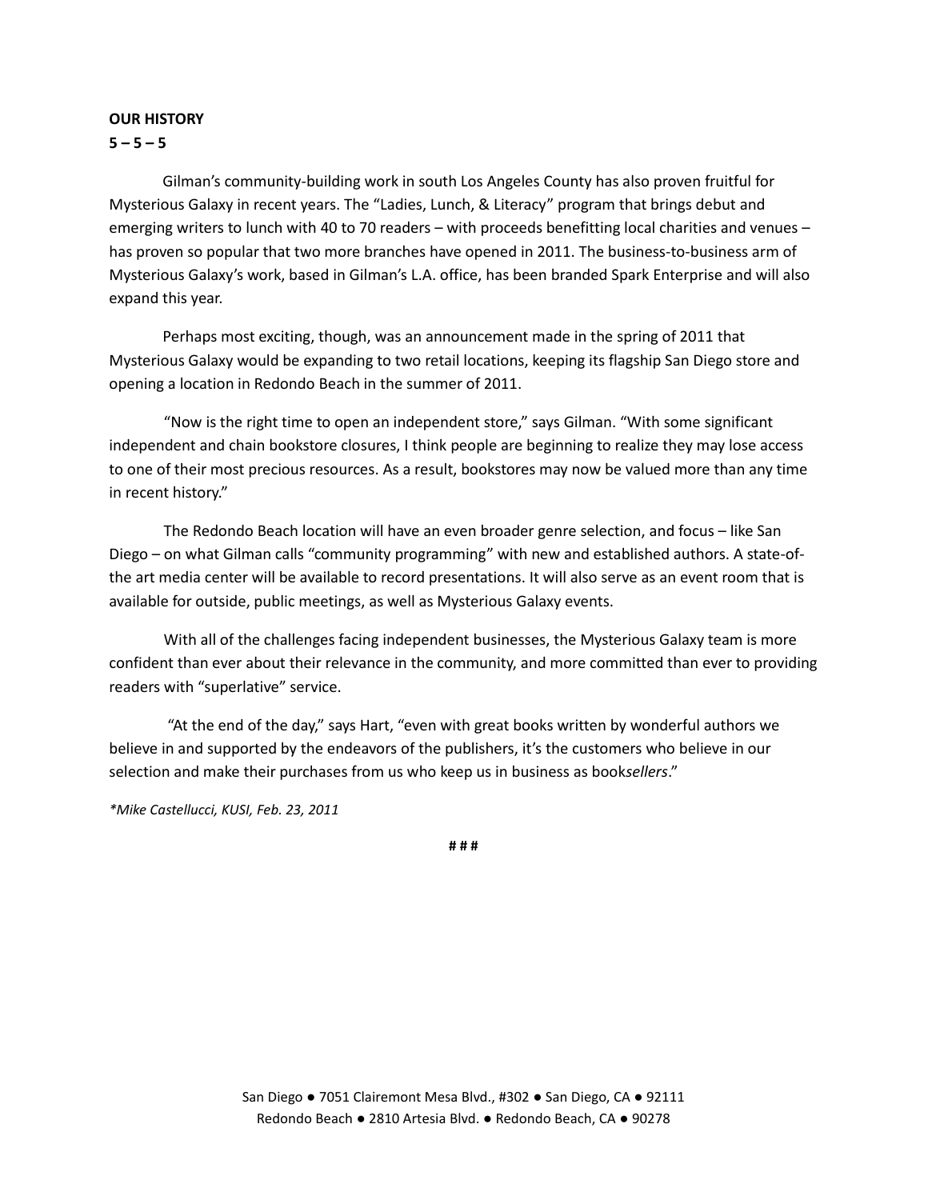**OUR HISTORY**
**5 – 5 – 5**

Gilman's community-building work in south Los Angeles County has also proven fruitful for Mysterious Galaxy in recent years. The "Ladies, Lunch, & Literacy" program that brings debut and emerging writers to lunch with 40 to 70 readers – with proceeds benefitting local charities and venues – has proven so popular that two more branches have opened in 2011. The business-to-business arm of Mysterious Galaxy's work, based in Gilman's L.A. office, has been branded Spark Enterprise and will also expand this year.

Perhaps most exciting, though, was an announcement made in the spring of 2011 that Mysterious Galaxy would be expanding to two retail locations, keeping its flagship San Diego store and opening a location in Redondo Beach in the summer of 2011.

"Now is the right time to open an independent store," says Gilman. "With some significant independent and chain bookstore closures, I think people are beginning to realize they may lose access to one of their most precious resources. As a result, bookstores may now be valued more than any time in recent history."

The Redondo Beach location will have an even broader genre selection, and focus – like San Diego – on what Gilman calls "community programming" with new and established authors. A state-of-the art media center will be available to record presentations. It will also serve as an event room that is available for outside, public meetings, as well as Mysterious Galaxy events.

With all of the challenges facing independent businesses, the Mysterious Galaxy team is more confident than ever about their relevance in the community, and more committed than ever to providing readers with "superlative" service.

"At the end of the day," says Hart, "even with great books written by wonderful authors we believe in and supported by the endeavors of the publishers, it's the customers who believe in our selection and make their purchases from us who keep us in business as book*sellers*."

*\*Mike Castellucci, KUSI, Feb. 23, 2011*

# # #

San Diego ● 7051 Clairemont Mesa Blvd., #302 ● San Diego, CA ● 92111
Redondo Beach ● 2810 Artesia Blvd. ● Redondo Beach, CA ● 90278